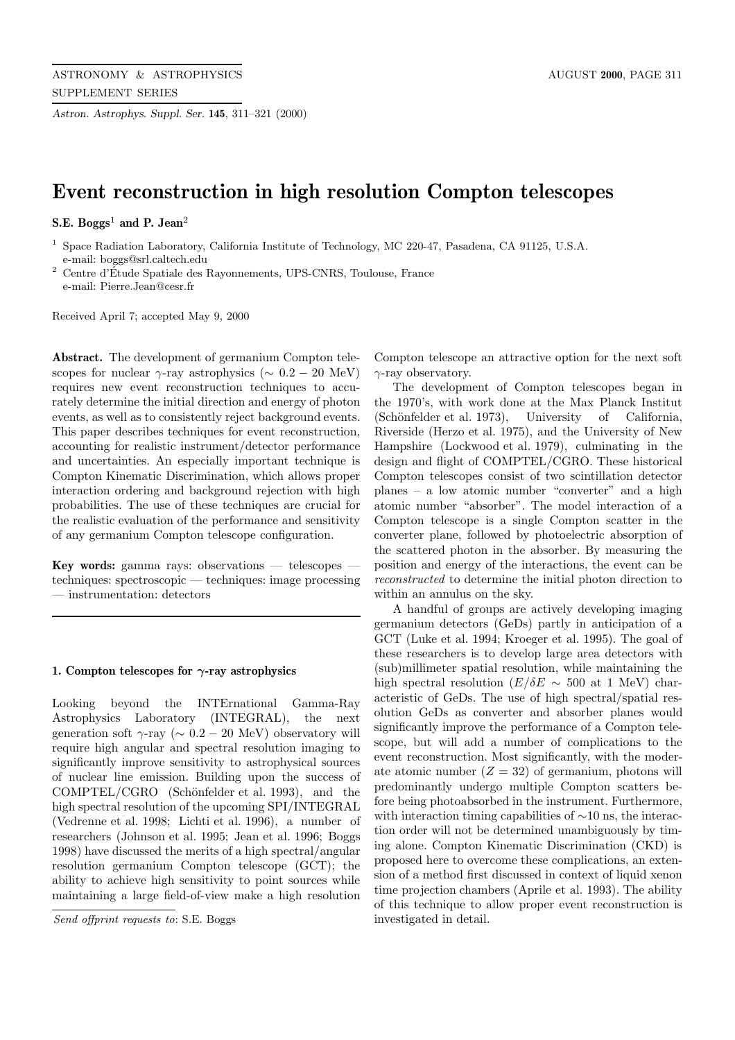# Event reconstruction in high resolution Compton telescopes

**S.E. Boggs[1] and P. Jean[2]**

[1] Space Radiation Laboratory, California Institute of Technology, MC 220-47, Pasadena, CA 91125, U.S.A. e-mail: boggs@srl.caltech.edu

[2] Centre d'Étude Spatiale des Rayonnements, UPS-CNRS, Toulouse, France e-mail: Pierre.Jean@cesr.fr

Received April 7; accepted May 9, 2000

**Abstract.** The development of germanium Compton telescopes for nuclear γ-ray astrophysics ($\sim 0.2 - 20$ MeV) requires new event reconstruction techniques to accurately determine the initial direction and energy of photon events, as well as to consistently reject background events. This paper describes techniques for event reconstruction, accounting for realistic instrument/detector performance and uncertainties. An especially important technique is Compton Kinematic Discrimination, which allows proper interaction ordering and background rejection with high probabilities. The use of these techniques are crucial for the realistic evaluation of the performance and sensitivity of any germanium Compton telescope configuration.

**Key words:** gamma rays: observations — telescopes — techniques: spectroscopic — techniques: image processing — instrumentation: detectors

## 1. Compton telescopes for γ-ray astrophysics

Looking beyond the INTErnational Gamma-Ray Astrophysics Laboratory (INTEGRAL), the next generation soft γ-ray ($\sim 0.2 - 20$ MeV) observatory will require high angular and spectral resolution imaging to significantly improve sensitivity to astrophysical sources of nuclear line emission. Building upon the success of COMPTEL/CGRO (Schönfelder et al. 1993), and the high spectral resolution of the upcoming SPI/INTEGRAL (Vedrenne et al. 1998; Lichti et al. 1996), a number of researchers (Johnson et al. 1995; Jean et al. 1996; Boggs 1998) have discussed the merits of a high spectral/angular resolution germanium Compton telescope (GCT); the ability to achieve high sensitivity to point sources while maintaining a large field-of-view make a high resolution Compton telescope an attractive option for the next soft γ-ray observatory.

The development of Compton telescopes began in the 1970's, with work done at the Max Planck Institut (Schönfelder et al. 1973), University of California, Riverside (Herzo et al. 1975), and the University of New Hampshire (Lockwood et al. 1979), culminating in the design and flight of COMPTEL/CGRO. These historical Compton telescopes consist of two scintillation detector planes – a low atomic number "converter" and a high atomic number "absorber". The model interaction of a Compton telescope is a single Compton scatter in the converter plane, followed by photoelectric absorption of the scattered photon in the absorber. By measuring the position and energy of the interactions, the event can be *reconstructed* to determine the initial photon direction to within an annulus on the sky.

A handful of groups are actively developing imaging germanium detectors (GeDs) partly in anticipation of a GCT (Luke et al. 1994; Kroeger et al. 1995). The goal of these researchers is to develop large area detectors with (sub)millimeter spatial resolution, while maintaining the high spectral resolution ($E/\delta E \sim 500$ at 1 MeV) characteristic of GeDs. The use of high spectral/spatial resolution GeDs as converter and absorber planes would significantly improve the performance of a Compton telescope, but will add a number of complications to the event reconstruction. Most significantly, with the moderate atomic number ($Z = 32$) of germanium, photons will predominantly undergo multiple Compton scatters before being photoabsorbed in the instrument. Furthermore, with interaction timing capabilities of $\sim$10 ns, the interaction order will not be determined unambiguously by timing alone. Compton Kinematic Discrimination (CKD) is proposed here to overcome these complications, an extension of a method first discussed in context of liquid xenon time projection chambers (Aprile et al. 1993). The ability of this technique to allow proper event reconstruction is investigated in detail.

*Send offprint requests to*: S.E. Boggs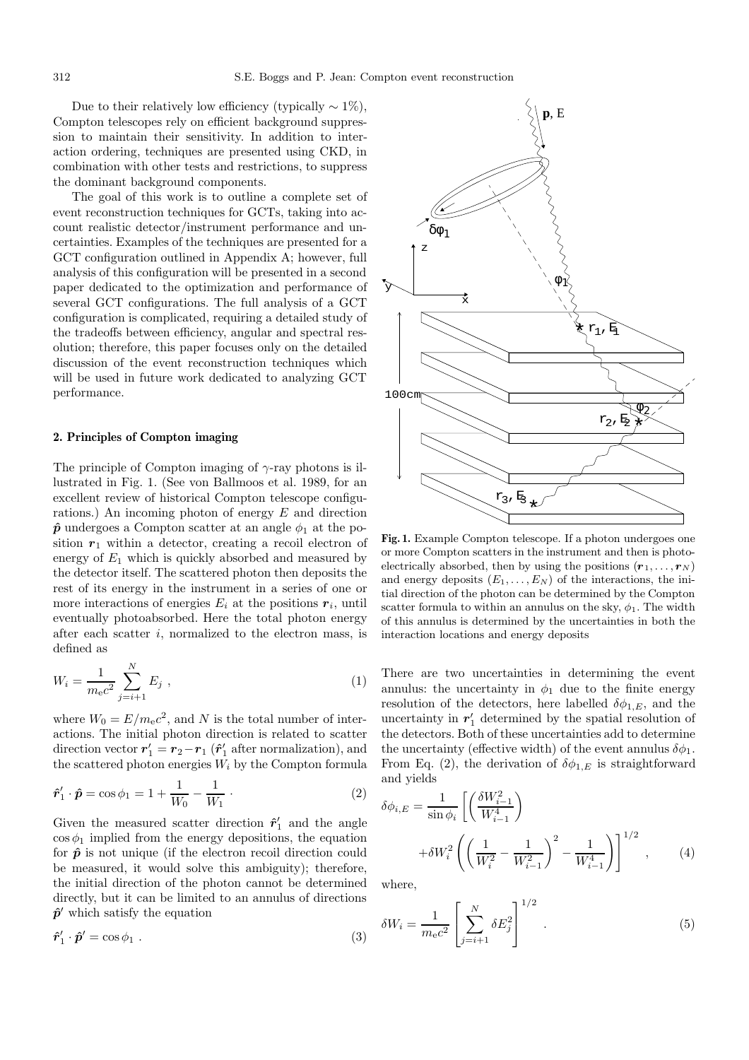Due to their relatively low efficiency (typically $\sim 1\%$), Compton telescopes rely on efficient background suppression to maintain their sensitivity. In addition to interaction ordering, techniques are presented using CKD, in combination with other tests and restrictions, to suppress the dominant background components.

The goal of this work is to outline a complete set of event reconstruction techniques for GCTs, taking into account realistic detector/instrument performance and uncertainties. Examples of the techniques are presented for a GCT configuration outlined in Appendix A; however, full analysis of this configuration will be presented in a second paper dedicated to the optimization and performance of several GCT configurations. The full analysis of a GCT configuration is complicated, requiring a detailed study of the tradeoffs between efficiency, angular and spectral resolution; therefore, this paper focuses only on the detailed discussion of the event reconstruction techniques which will be used in future work dedicated to analyzing GCT performance.

## 2. Principles of Compton imaging

The principle of Compton imaging of $\gamma$-ray photons is illustrated in Fig. 1. (See von Ballmoos et al. 1989, for an excellent review of historical Compton telescope configurations.) An incoming photon of energy $E$ and direction $\hat{\boldsymbol{p}}$ undergoes a Compton scatter at an angle $\phi_1$ at the position $\boldsymbol{r}_1$ within a detector, creating a recoil electron of energy of $E_1$ which is quickly absorbed and measured by the detector itself. The scattered photon then deposits the rest of its energy in the instrument in a series of one or more interactions of energies $E_i$ at the positions $\boldsymbol{r}_i$, until eventually photoabsorbed. Here the total photon energy after each scatter $i$, normalized to the electron mass, is defined as

$$W_i = \frac{1}{m_e c^2} \sum_{j=i+1}^{N} E_j \ , \tag{1}$$

where $W_0 = E/m_e c^2$, and $N$ is the total number of interactions. The initial photon direction is related to scatter direction vector $\boldsymbol{r}'_1 = \boldsymbol{r}_2 - \boldsymbol{r}_1$ ($\hat{\boldsymbol{r}}'_1$ after normalization), and the scattered photon energies $W_i$ by the Compton formula

$$\hat{\boldsymbol{r}}'_1 \cdot \hat{\boldsymbol{p}} = \cos\phi_1 = 1 + \frac{1}{W_0} - \frac{1}{W_1} \ . \tag{2}$$

Given the measured scatter direction $\hat{\boldsymbol{r}}'_1$ and the angle $\cos\phi_1$ implied from the energy depositions, the equation for $\hat{\boldsymbol{p}}$ is not unique (if the electron recoil direction could be measured, it would solve this ambiguity); therefore, the initial direction of the photon cannot be determined directly, but it can be limited to an annulus of directions $\hat{\boldsymbol{p}}'$ which satisfy the equation

$$\hat{\boldsymbol{r}}'_1 \cdot \hat{\boldsymbol{p}}' = \cos\phi_1 \ . \tag{3}$$

**Fig. 1.** Example Compton telescope. If a photon undergoes one or more Compton scatters in the instrument and then is photoelectrically absorbed, then by using the positions $(\boldsymbol{r}_1, \ldots, \boldsymbol{r}_N)$ and energy deposits $(E_1, \ldots, E_N)$ of the interactions, the initial direction of the photon can be determined by the Compton scatter formula to within an annulus on the sky, $\phi_1$. The width of this annulus is determined by the uncertainties in both the interaction locations and energy deposits

There are two uncertainties in determining the event annulus: the uncertainty in $\phi_1$ due to the finite energy resolution of the detectors, here labelled $\delta\phi_{1,E}$, and the uncertainty in $\boldsymbol{r}'_1$ determined by the spatial resolution of the detectors. Both of these uncertainties add to determine the uncertainty (effective width) of the event annulus $\delta\phi_1$. From Eq. (2), the derivation of $\delta\phi_{1,E}$ is straightforward and yields

$$\delta\phi_{i,E} = \frac{1}{\sin\phi_i} \left[ \left( \frac{\delta W_{i-1}^2}{W_{i-1}^4} \right) + \delta W_i^2 \left( \left( \frac{1}{W_i^2} - \frac{1}{W_{i-1}^2} \right)^2 - \frac{1}{W_{i-1}^4} \right) \right]^{1/2} , \tag{4}$$

where,

$$\delta W_i = \frac{1}{m_e c^2} \left[ \sum_{j=i+1}^{N} \delta E_j^2 \right]^{1/2} . \tag{5}$$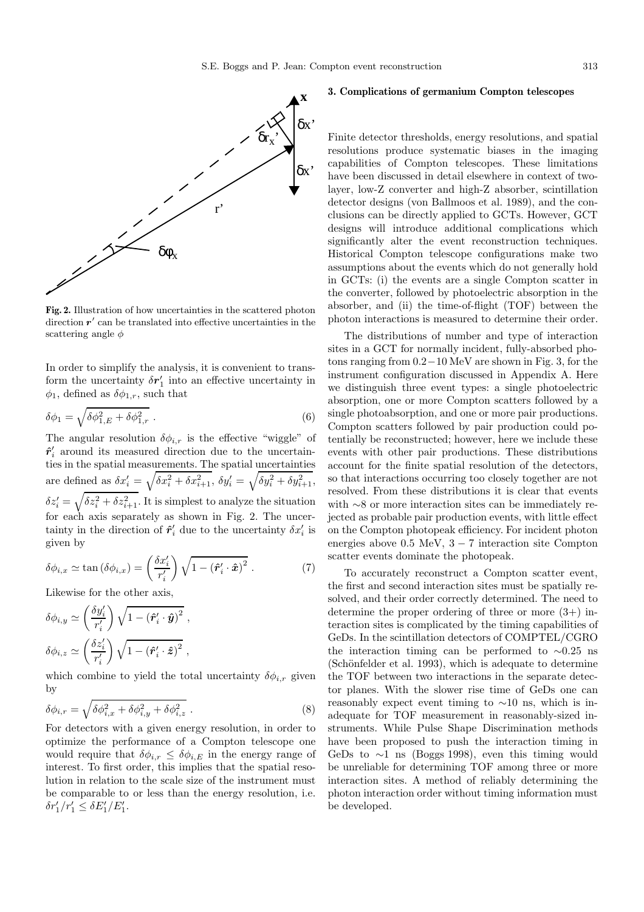**Fig. 2.** Illustration of how uncertainties in the scattered photon direction $\boldsymbol{r}'$ can be translated into effective uncertainties in the scattering angle $\phi$

In order to simplify the analysis, it is convenient to transform the uncertainty $\delta\boldsymbol{r}'_1$ into an effective uncertainty in $\phi_1$, defined as $\delta\phi_{1,r}$, such that

$$\delta\phi_1 = \sqrt{\delta\phi_{1,E}^2 + \delta\phi_{1,r}^2} \; . \tag{6}$$

The angular resolution $\delta\phi_{i,r}$ is the effective "wiggle" of $\hat{\boldsymbol{r}}'_i$ around its measured direction due to the uncertainties in the spatial measurements. The spatial uncertainties are defined as $\delta x'_i = \sqrt{\delta x_i^2 + \delta x_{i+1}^2}$, $\delta y'_i = \sqrt{\delta y_i^2 + \delta y_{i+1}^2}$, $\delta z'_i = \sqrt{\delta z_i^2 + \delta z_{i+1}^2}$. It is simplest to analyze the situation for each axis separately as shown in Fig. 2. The uncertainty in the direction of $\hat{\boldsymbol{r}}'_i$ due to the uncertainty $\delta x'_i$ is given by

$$\delta\phi_{i,x} \simeq \tan(\delta\phi_{i,x}) = \left(\frac{\delta x'_i}{r'_i}\right)\sqrt{1 - (\hat{\boldsymbol{r}}'_i \cdot \hat{\boldsymbol{x}})^2} \; . \tag{7}$$

Likewise for the other axis,

$$\delta\phi_{i,y} \simeq \left(\frac{\delta y'_i}{r'_i}\right)\sqrt{1 - (\hat{\boldsymbol{r}}'_i \cdot \hat{\boldsymbol{y}})^2} \; ,$$

$$\delta\phi_{i,z} \simeq \left(\frac{\delta z'_i}{r'_i}\right)\sqrt{1 - (\hat{\boldsymbol{r}}'_i \cdot \hat{\boldsymbol{z}})^2} \; ,$$

which combine to yield the total uncertainty $\delta\phi_{i,r}$ given by

$$\delta\phi_{i,r} = \sqrt{\delta\phi_{i,x}^2 + \delta\phi_{i,y}^2 + \delta\phi_{i,z}^2} \; . \tag{8}$$

For detectors with a given energy resolution, in order to optimize the performance of a Compton telescope one would require that $\delta\phi_{i,r} \leq \delta\phi_{i,E}$ in the energy range of interest. To first order, this implies that the spatial resolution in relation to the scale size of the instrument must be comparable to or less than the energy resolution, i.e. $\delta r'_1/r'_1 \leq \delta E'_1/E'_1$.

## 3. Complications of germanium Compton telescopes

Finite detector thresholds, energy resolutions, and spatial resolutions produce systematic biases in the imaging capabilities of Compton telescopes. These limitations have been discussed in detail elsewhere in context of two-layer, low-Z converter and high-Z absorber, scintillation detector designs (von Ballmoos et al. 1989), and the conclusions can be directly applied to GCTs. However, GCT designs will introduce additional complications which significantly alter the event reconstruction techniques. Historical Compton telescope configurations make two assumptions about the events which do not generally hold in GCTs: (i) the events are a single Compton scatter in the converter, followed by photoelectric absorption in the absorber, and (ii) the time-of-flight (TOF) between the photon interactions is measured to determine their order.

The distributions of number and type of interaction sites in a GCT for normally incident, fully-absorbed photons ranging from $0.2-10$ MeV are shown in Fig. 3, for the instrument configuration discussed in Appendix A. Here we distinguish three event types: a single photoelectric absorption, one or more Compton scatters followed by a single photoabsorption, and one or more pair productions. Compton scatters followed by pair production could potentially be reconstructed; however, here we include these events with other pair productions. These distributions account for the finite spatial resolution of the detectors, so that interactions occurring too closely together are not resolved. From these distributions it is clear that events with $\sim$8 or more interaction sites can be immediately rejected as probable pair production events, with little effect on the Compton photopeak efficiency. For incident photon energies above 0.5 MeV, $3-7$ interaction site Compton scatter events dominate the photopeak.

To accurately reconstruct a Compton scatter event, the first and second interaction sites must be spatially resolved, and their order correctly determined. The need to determine the proper ordering of three or more (3+) interaction sites is complicated by the timing capabilities of GeDs. In the scintillation detectors of COMPTEL/CGRO the interaction timing can be performed to $\sim$0.25 ns (Schönfelder et al. 1993), which is adequate to determine the TOF between two interactions in the separate detector planes. With the slower rise time of GeDs one can reasonably expect event timing to $\sim$10 ns, which is inadequate for TOF measurement in reasonably-sized instruments. While Pulse Shape Discrimination methods have been proposed to push the interaction timing in GeDs to $\sim$1 ns (Boggs 1998), even this timing would be unreliable for determining TOF among three or more interaction sites. A method of reliably determining the photon interaction order without timing information must be developed.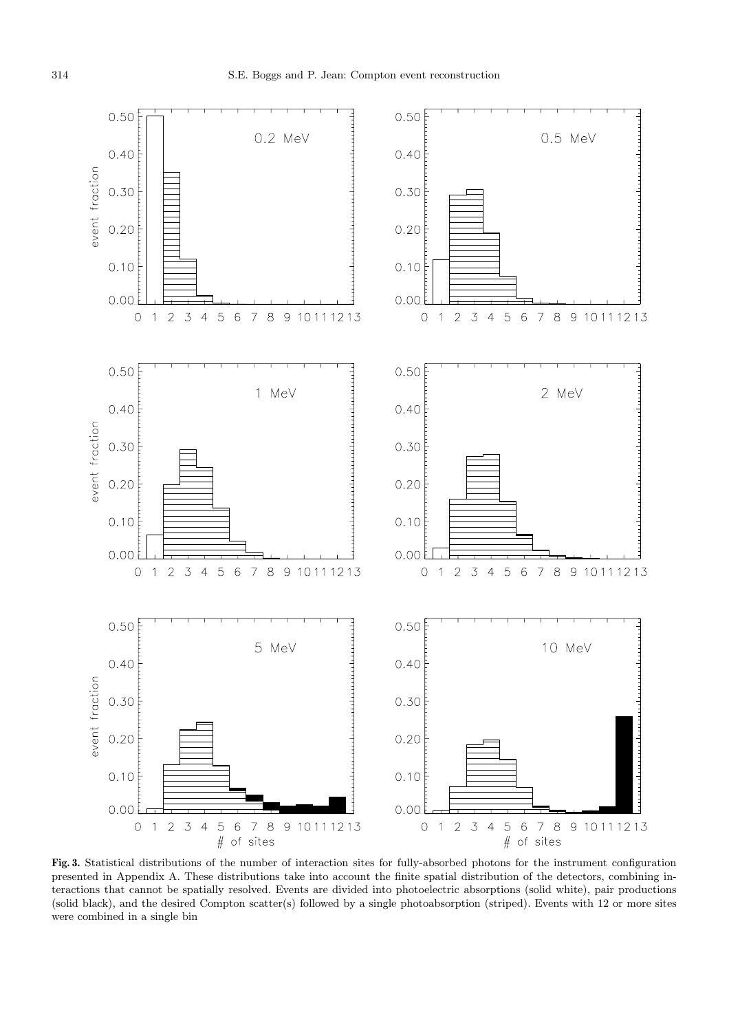**Fig. 3.** Statistical distributions of the number of interaction sites for fully-absorbed photons for the instrument configuration presented in Appendix A. These distributions take into account the finite spatial distribution of the detectors, combining interactions that cannot be spatially resolved. Events are divided into photoelectric absorptions (solid white), pair productions (solid black), and the desired Compton scatter(s) followed by a single photoabsorption (striped). Events with 12 or more sites were combined in a single bin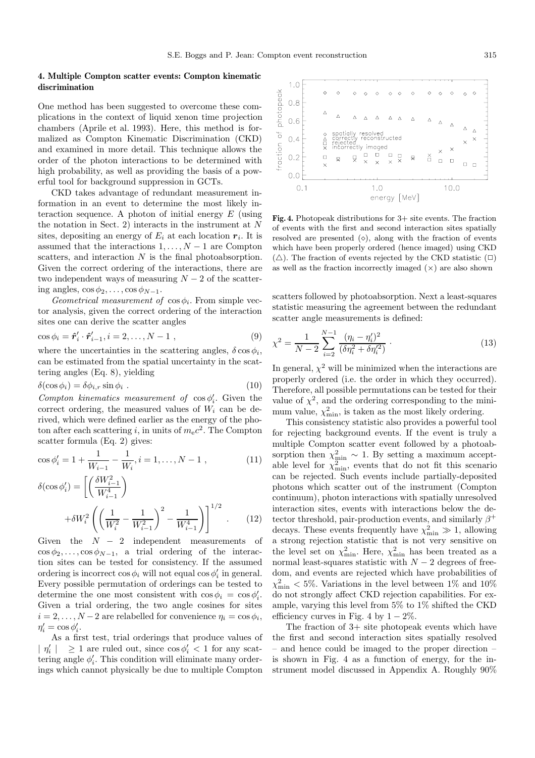## 4. Multiple Compton scatter events: Compton kinematic discrimination

One method has been suggested to overcome these complications in the context of liquid xenon time projection chambers (Aprile et al. 1993). Here, this method is formalized as Compton Kinematic Discrimination (CKD) and examined in more detail. This technique allows the order of the photon interactions to be determined with high probability, as well as providing the basis of a powerful tool for background suppression in GCTs.

CKD takes advantage of redundant measurement information in an event to determine the most likely interaction sequence. A photon of initial energy $E$ (using the notation in Sect. 2) interacts in the instrument at $N$ sites, depositing an energy of $E_i$ at each location $\boldsymbol{r}_i$. It is assumed that the interactions $1,\ldots,N-1$ are Compton scatters, and interaction $N$ is the final photoabsorption. Given the correct ordering of the interactions, there are two independent ways of measuring $N-2$ of the scattering angles, $\cos\phi_2,\ldots,\cos\phi_{N-1}$.

*Geometrical measurement of* $\cos\phi_i$. From simple vector analysis, given the correct ordering of the interaction sites one can derive the scatter angles

$$\cos\phi_i = \hat{\boldsymbol{r}}'_i \cdot \hat{\boldsymbol{r}}'_{i-1}, i = 2,\ldots,N-1 \; , \tag{9}$$

where the uncertainties in the scattering angles, $\delta\cos\phi_i$, can be estimated from the spatial uncertainty in the scattering angles (Eq. 8), yielding

$$\delta(\cos\phi_i) = \delta\phi_{i,r}\sin\phi_i \; . \tag{10}$$

*Compton kinematics measurement of* $\cos\phi'_i$. Given the correct ordering, the measured values of $W_i$ can be derived, which were defined earlier as the energy of the photon after each scattering $i$, in units of $m_ec^2$. The Compton scatter formula (Eq. 2) gives:

$$\cos\phi'_i = 1 + \frac{1}{W_{i-1}} - \frac{1}{W_i}, i = 1,\ldots,N-1 \; , \tag{11}$$

$$\delta(\cos\phi'_i) = \left[\left(\frac{\delta W_{i-1}^2}{W_{i-1}^4}\right) + \delta W_i^2\left(\left(\frac{1}{W_i^2} - \frac{1}{W_{i-1}^2}\right)^2 - \frac{1}{W_{i-1}^4}\right)\right]^{1/2} \; . \tag{12}$$

Given the $N-2$ independent measurements of $\cos\phi_2,\ldots,\cos\phi_{N-1}$, a trial ordering of the interaction sites can be tested for consistency. If the assumed ordering is incorrect $\cos\phi_i$ will not equal $\cos\phi'_i$ in general. Every possible permutation of orderings can be tested to determine the one most consistent with $\cos\phi_i = \cos\phi'_i$. Given a trial ordering, the two angle cosines for sites $i = 2,\ldots,N-2$ are relabelled for convenience $\eta_i = \cos\phi_i$, $\eta'_i = \cos\phi'_i$.

As a first test, trial orderings that produce values of $|\eta'_i| \geq 1$ are ruled out, since $\cos\phi'_i < 1$ for any scattering angle $\phi'_i$. This condition will eliminate many orderings which cannot physically be due to multiple Compton scatters followed by photoabsorption. Next a least-squares statistic measuring the agreement between the redundant scatter angle measurements is defined:

$$\chi^2 = \frac{1}{N-2}\sum_{i=2}^{N-1}\frac{(\eta_i - \eta'_i)^2}{(\delta\eta_i^2 + \delta\eta_i'^2)} \; . \tag{13}$$

In general, $\chi^2$ will be minimized when the interactions are properly ordered (i.e. the order in which they occurred). Therefore, all possible permutations can be tested for their value of $\chi^2$, and the ordering corresponding to the minimum value, $\chi^2_{\min}$, is taken as the most likely ordering.

This consistency statistic also provides a powerful tool for rejecting background events. If the event is truly a multiple Compton scatter event followed by a photoabsorption then $\chi^2_{\min} \sim 1$. By setting a maximum acceptable level for $\chi^2_{\min}$, events that do not fit this scenario can be rejected. Such events include partially-deposited photons which scatter out of the instrument (Compton continuum), photon interactions with spatially unresolved interaction sites, events with interactions below the detector threshold, pair-production events, and similarly $\beta^+$ decays. These events frequently have $\chi^2_{\min} \gg 1$, allowing a strong rejection statistic that is not very sensitive on the level set on $\chi^2_{\min}$. Here, $\chi^2_{\min}$ has been treated as a normal least-squares statistic with $N-2$ degrees of freedom, and events are rejected which have probabilities of $\chi^2_{\min} < 5\%$. Variations in the level between 1% and 10% do not strongly affect CKD rejection capabilities. For example, varying this level from 5% to 1% shifted the CKD efficiency curves in Fig. 4 by $1-2\%$.

The fraction of 3+ site photopeak events which have the first and second interaction sites spatially resolved – and hence could be imaged to the proper direction – is shown in Fig. 4 as a function of energy, for the instrument model discussed in Appendix A. Roughly 90%

**Fig. 4.** Photopeak distributions for 3+ site events. The fraction of events with the first and second interaction sites spatially resolved are presented (◇), along with the fraction of events which have been properly ordered (hence imaged) using CKD (△). The fraction of events rejected by the CKD statistic (□) as well as the fraction incorrectly imaged (×) are also shown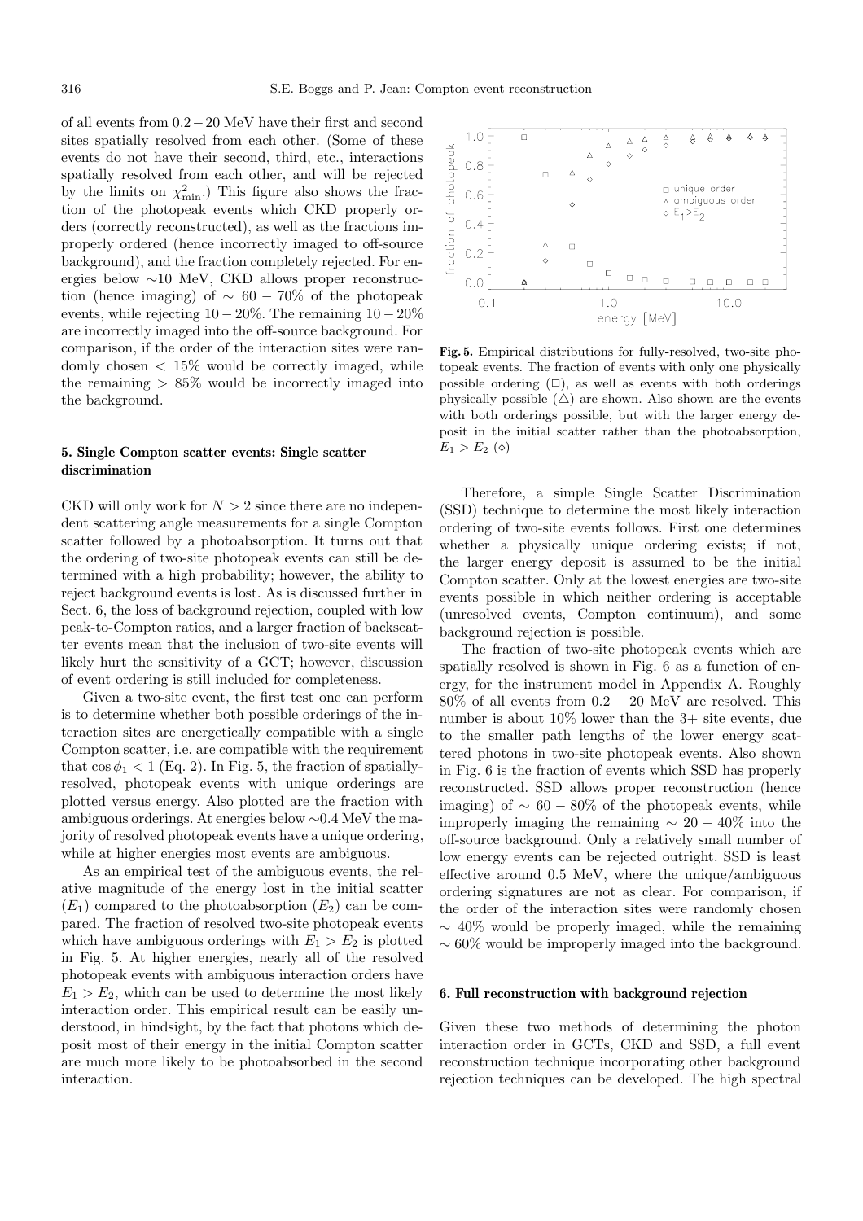of all events from $0.2-20$ MeV have their first and second sites spatially resolved from each other. (Some of these events do not have their second, third, etc., interactions spatially resolved from each other, and will be rejected by the limits on $\chi^2_{\rm min}$.) This figure also shows the fraction of the photopeak events which CKD properly orders (correctly reconstructed), as well as the fractions improperly ordered (hence incorrectly imaged to off-source background), and the fraction completely rejected. For energies below $\sim$10 MeV, CKD allows proper reconstruction (hence imaging) of $\sim 60-70\%$ of the photopeak events, while rejecting $10-20\%$. The remaining $10-20\%$ are incorrectly imaged into the off-source background. For comparison, if the order of the interaction sites were randomly chosen $< 15\%$ would be correctly imaged, while the remaining $> 85\%$ would be incorrectly imaged into the background.

## 5. Single Compton scatter events: Single scatter discrimination

CKD will only work for $N > 2$ since there are no independent scattering angle measurements for a single Compton scatter followed by a photoabsorption. It turns out that the ordering of two-site photopeak events can still be determined with a high probability; however, the ability to reject background events is lost. As is discussed further in Sect. 6, the loss of background rejection, coupled with low peak-to-Compton ratios, and a larger fraction of backscatter events mean that the inclusion of two-site events will likely hurt the sensitivity of a GCT; however, discussion of event ordering is still included for completeness.

Given a two-site event, the first test one can perform is to determine whether both possible orderings of the interaction sites are energetically compatible with a single Compton scatter, i.e. are compatible with the requirement that $\cos\phi_1 < 1$ (Eq. 2). In Fig. 5, the fraction of spatially-resolved, photopeak events with unique orderings are plotted versus energy. Also plotted are the fraction with ambiguous orderings. At energies below $\sim$0.4 MeV the majority of resolved photopeak events have a unique ordering, while at higher energies most events are ambiguous.

As an empirical test of the ambiguous events, the relative magnitude of the energy lost in the initial scatter ($E_1$) compared to the photoabsorption ($E_2$) can be compared. The fraction of resolved two-site photopeak events which have ambiguous orderings with $E_1 > E_2$ is plotted in Fig. 5. At higher energies, nearly all of the resolved photopeak events with ambiguous interaction orders have $E_1 > E_2$, which can be used to determine the most likely interaction order. This empirical result can be easily understood, in hindsight, by the fact that photons which deposit most of their energy in the initial Compton scatter are much more likely to be photoabsorbed in the second interaction.

**Fig. 5.** Empirical distributions for fully-resolved, two-site photopeak events. The fraction of events with only one physically possible ordering (□), as well as events with both orderings physically possible (△) are shown. Also shown are the events with both orderings possible, but with the larger energy deposit in the initial scatter rather than the photoabsorption, $E_1 > E_2$ (◇)

Therefore, a simple Single Scatter Discrimination (SSD) technique to determine the most likely interaction ordering of two-site events follows. First one determines whether a physically unique ordering exists; if not, the larger energy deposit is assumed to be the initial Compton scatter. Only at the lowest energies are two-site events possible in which neither ordering is acceptable (unresolved events, Compton continuum), and some background rejection is possible.

The fraction of two-site photopeak events which are spatially resolved is shown in Fig. 6 as a function of energy, for the instrument model in Appendix A. Roughly 80% of all events from $0.2-20$ MeV are resolved. This number is about 10% lower than the 3+ site events, due to the smaller path lengths of the lower energy scattered photons in two-site photopeak events. Also shown in Fig. 6 is the fraction of events which SSD has properly reconstructed. SSD allows proper reconstruction (hence imaging) of $\sim 60-80\%$ of the photopeak events, while improperly imaging the remaining $\sim 20-40\%$ into the off-source background. Only a relatively small number of low energy events can be rejected outright. SSD is least effective around 0.5 MeV, where the unique/ambiguous ordering signatures are not as clear. For comparison, if the order of the interaction sites were randomly chosen $\sim 40\%$ would be properly imaged, while the remaining $\sim 60\%$ would be improperly imaged into the background.

## 6. Full reconstruction with background rejection

Given these two methods of determining the photon interaction order in GCTs, CKD and SSD, a full event reconstruction technique incorporating other background rejection techniques can be developed. The high spectral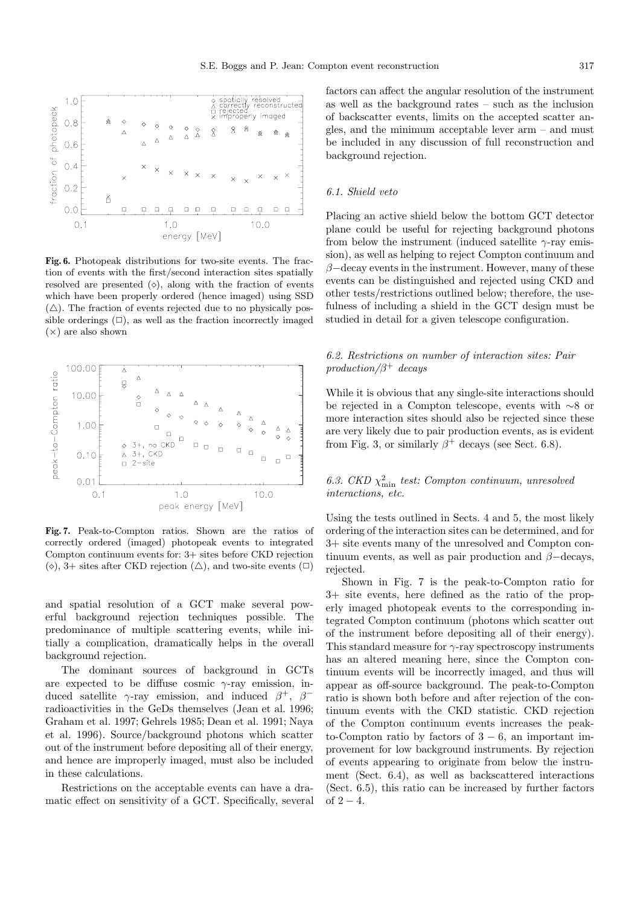**Fig. 6.** Photopeak distributions for two-site events. The fraction of events with the first/second interaction sites spatially resolved are presented (◇), along with the fraction of events which have been properly ordered (hence imaged) using SSD (△). The fraction of events rejected due to no physically possible orderings (□), as well as the fraction incorrectly imaged (×) are also shown

**Fig. 7.** Peak-to-Compton ratios. Shown are the ratios of correctly ordered (imaged) photopeak events to integrated Compton continuum events for: 3+ sites before CKD rejection (◇), 3+ sites after CKD rejection (△), and two-site events (□)

and spatial resolution of a GCT make several powerful background rejection techniques possible. The predominance of multiple scattering events, while initially a complication, dramatically helps in the overall background rejection.

The dominant sources of background in GCTs are expected to be diffuse cosmic $\gamma$-ray emission, induced satellite $\gamma$-ray emission, and induced $\beta^+$, $\beta^-$ radioactivities in the GeDs themselves (Jean et al. 1996; Graham et al. 1997; Gehrels 1985; Dean et al. 1991; Naya et al. 1996). Source/background photons which scatter out of the instrument before depositing all of their energy, and hence are improperly imaged, must also be included in these calculations.

Restrictions on the acceptable events can have a dramatic effect on sensitivity of a GCT. Specifically, several factors can affect the angular resolution of the instrument as well as the background rates – such as the inclusion of backscatter events, limits on the accepted scatter angles, and the minimum acceptable lever arm – and must be included in any discussion of full reconstruction and background rejection.

### *6.1. Shield veto*

Placing an active shield below the bottom GCT detector plane could be useful for rejecting background photons from below the instrument (induced satellite $\gamma$-ray emission), as well as helping to reject Compton continuum and $\beta-$decay events in the instrument. However, many of these events can be distinguished and rejected using CKD and other tests/restrictions outlined below; therefore, the usefulness of including a shield in the GCT design must be studied in detail for a given telescope configuration.

### *6.2. Restrictions on number of interaction sites: Pair production/$\beta^+$ decays*

While it is obvious that any single-site interactions should be rejected in a Compton telescope, events with $\sim$8 or more interaction sites should also be rejected since these are very likely due to pair production events, as is evident from Fig. 3, or similarly $\beta^+$ decays (see Sect. 6.8).

### *6.3. CKD $\chi^2_{\rm min}$ test: Compton continuum, unresolved interactions, etc.*

Using the tests outlined in Sects. 4 and 5, the most likely ordering of the interaction sites can be determined, and for 3+ site events many of the unresolved and Compton continuum events, as well as pair production and $\beta-$decays, rejected.

Shown in Fig. 7 is the peak-to-Compton ratio for 3+ site events, here defined as the ratio of the properly imaged photopeak events to the corresponding integrated Compton continuum (photons which scatter out of the instrument before depositing all of their energy). This standard measure for $\gamma$-ray spectroscopy instruments has an altered meaning here, since the Compton continuum events will be incorrectly imaged, and thus will appear as off-source background. The peak-to-Compton ratio is shown both before and after rejection of the continuum events with the CKD statistic. CKD rejection of the Compton continuum events increases the peak-to-Compton ratio by factors of $3-6$, an important improvement for low background instruments. By rejection of events appearing to originate from below the instrument (Sect. 6.4), as well as backscattered interactions (Sect. 6.5), this ratio can be increased by further factors of $2-4$.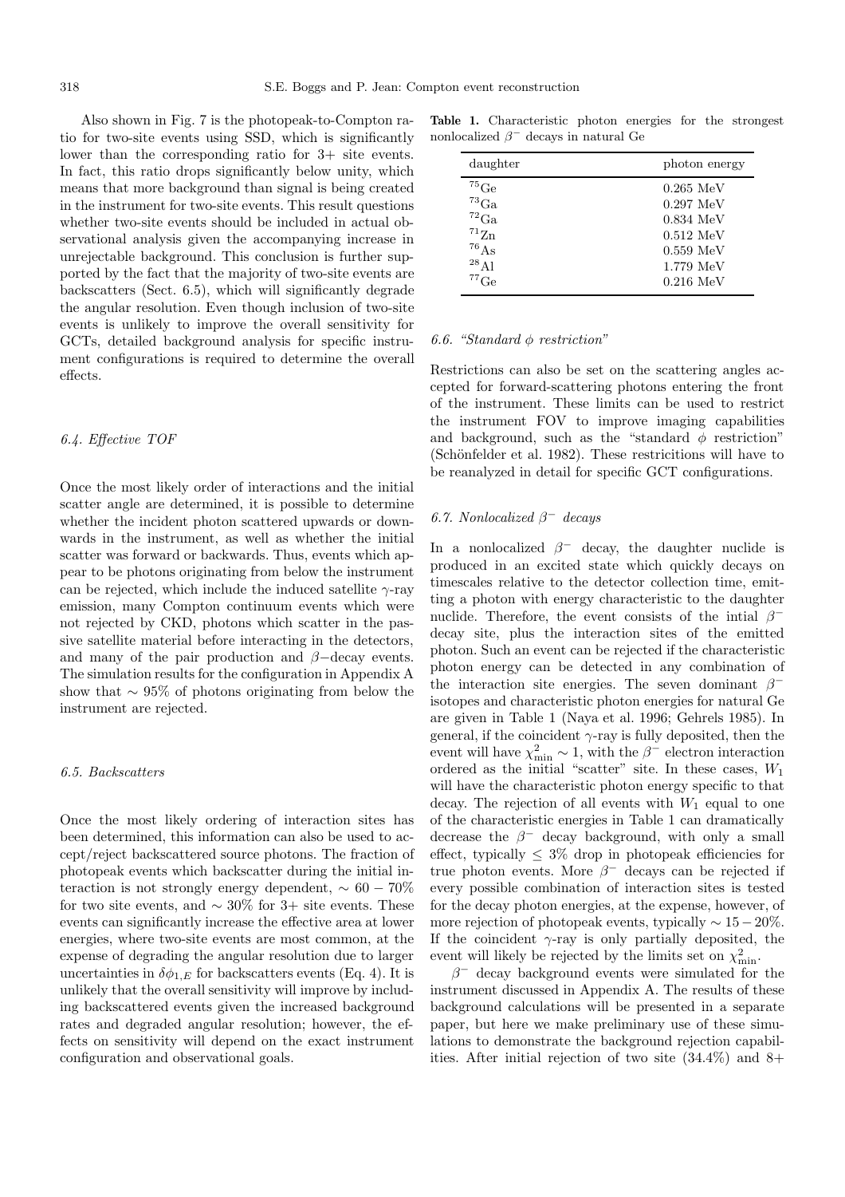Also shown in Fig. 7 is the photopeak-to-Compton ratio for two-site events using SSD, which is significantly lower than the corresponding ratio for 3+ site events. In fact, this ratio drops significantly below unity, which means that more background than signal is being created in the instrument for two-site events. This result questions whether two-site events should be included in actual observational analysis given the accompanying increase in unrejectable background. This conclusion is further supported by the fact that the majority of two-site events are backscatters (Sect. 6.5), which will significantly degrade the angular resolution. Even though inclusion of two-site events is unlikely to improve the overall sensitivity for GCTs, detailed background analysis for specific instrument configurations is required to determine the overall effects.

### 6.4. Effective TOF

Once the most likely order of interactions and the initial scatter angle are determined, it is possible to determine whether the incident photon scattered upwards or downwards in the instrument, as well as whether the initial scatter was forward or backwards. Thus, events which appear to be photons originating from below the instrument can be rejected, which include the induced satellite $\gamma$-ray emission, many Compton continuum events which were not rejected by CKD, photons which scatter in the passive satellite material before interacting in the detectors, and many of the pair production and $\beta-$decay events. The simulation results for the configuration in Appendix A show that $\sim 95\%$ of photons originating from below the instrument are rejected.

### 6.5. Backscatters

Once the most likely ordering of interaction sites has been determined, this information can also be used to accept/reject backscattered source photons. The fraction of photopeak events which backscatter during the initial interaction is not strongly energy dependent, $\sim 60-70\%$ for two site events, and $\sim 30\%$ for 3+ site events. These events can significantly increase the effective area at lower energies, where two-site events are most common, at the expense of degrading the angular resolution due to larger uncertainties in $\delta\phi_{1,E}$ for backscatters events (Eq. 4). It is unlikely that the overall sensitivity will improve by including backscattered events given the increased background rates and degraded angular resolution; however, the effects on sensitivity will depend on the exact instrument configuration and observational goals.

**Table 1.** Characteristic photon energies for the strongest nonlocalized $\beta^-$ decays in natural Ge

| daughter | photon energy |
|---|---|
| $^{75}$Ge | 0.265 MeV |
| $^{73}$Ga | 0.297 MeV |
| $^{72}$Ga | 0.834 MeV |
| $^{71}$Zn | 0.512 MeV |
| $^{76}$As | 0.559 MeV |
| $^{28}$Al | 1.779 MeV |
| $^{77}$Ge | 0.216 MeV |

### 6.6. "Standard $\phi$ restriction"

Restrictions can also be set on the scattering angles accepted for forward-scattering photons entering the front of the instrument. These limits can be used to restrict the instrument FOV to improve imaging capabilities and background, such as the "standard $\phi$ restriction" (Schönfelder et al. 1982). These restricitions will have to be reanalyzed in detail for specific GCT configurations.

### 6.7. Nonlocalized $\beta^-$ decays

In a nonlocalized $\beta^-$ decay, the daughter nuclide is produced in an excited state which quickly decays on timescales relative to the detector collection time, emitting a photon with energy characteristic to the daughter nuclide. Therefore, the event consists of the intial $\beta^-$ decay site, plus the interaction sites of the emitted photon. Such an event can be rejected if the characteristic photon energy can be detected in any combination of the interaction site energies. The seven dominant $\beta^-$ isotopes and characteristic photon energies for natural Ge are given in Table 1 (Naya et al. 1996; Gehrels 1985). In general, if the coincident $\gamma$-ray is fully deposited, then the event will have $\chi^2_{\min} \sim 1$, with the $\beta^-$ electron interaction ordered as the initial "scatter" site. In these cases, $W_1$ will have the characteristic photon energy specific to that decay. The rejection of all events with $W_1$ equal to one of the characteristic energies in Table 1 can dramatically decrease the $\beta^-$ decay background, with only a small effect, typically $\leq 3\%$ drop in photopeak efficiencies for true photon events. More $\beta^-$ decays can be rejected if every possible combination of interaction sites is tested for the decay photon energies, at the expense, however, of more rejection of photopeak events, typically $\sim 15-20\%$. If the coincident $\gamma$-ray is only partially deposited, the event will likely be rejected by the limits set on $\chi^2_{\min}$.

$\beta^-$ decay background events were simulated for the instrument discussed in Appendix A. The results of these background calculations will be presented in a separate paper, but here we make preliminary use of these simulations to demonstrate the background rejection capabilities. After initial rejection of two site (34.4%) and 8+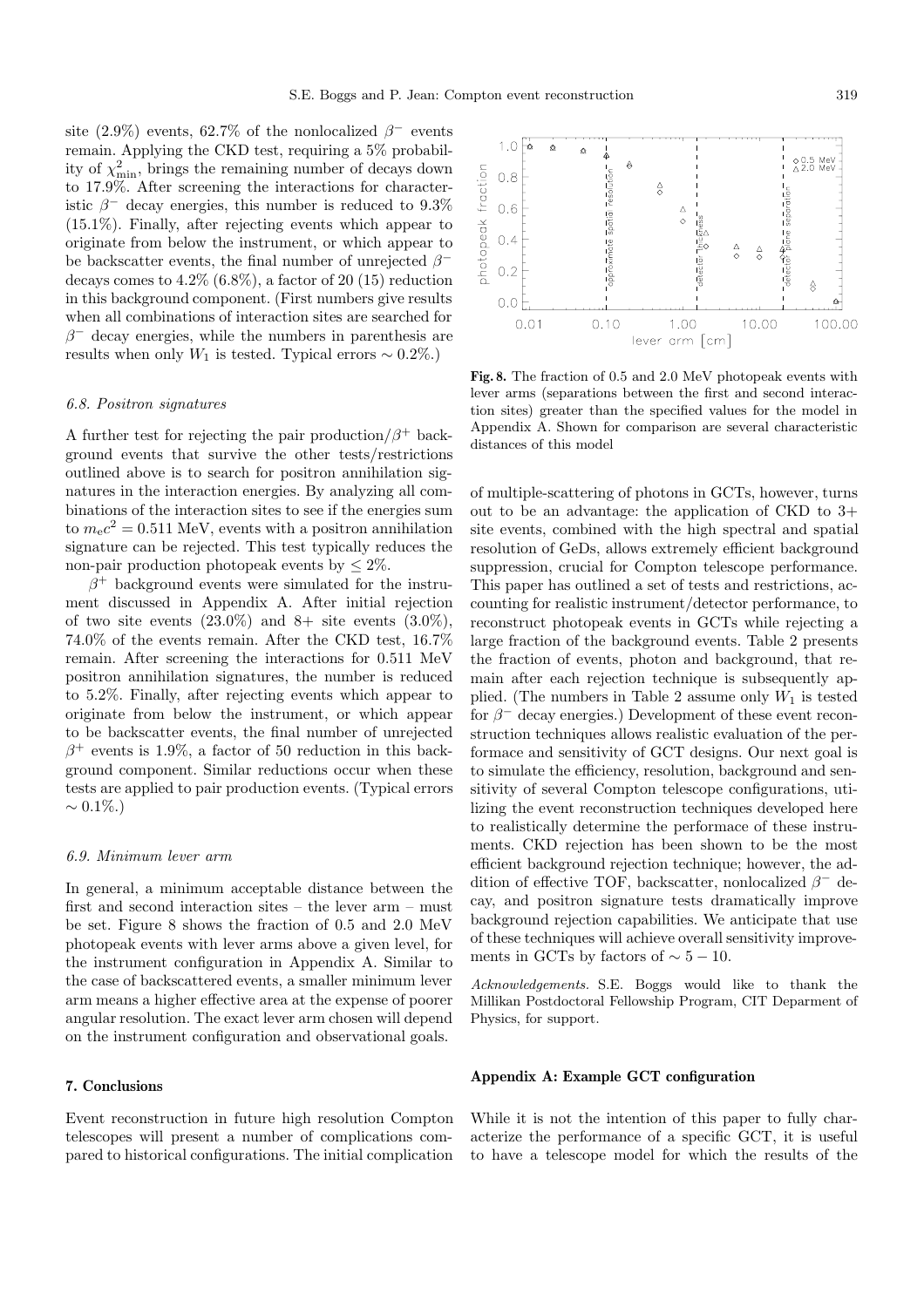site (2.9%) events, 62.7% of the nonlocalized $\beta^-$ events remain. Applying the CKD test, requiring a 5% probability of $\chi^2_{\rm min}$, brings the remaining number of decays down to 17.9%. After screening the interactions for characteristic $\beta^-$ decay energies, this number is reduced to 9.3% (15.1%). Finally, after rejecting events which appear to originate from below the instrument, or which appear to be backscatter events, the final number of unrejected $\beta^-$ decays comes to 4.2% (6.8%), a factor of 20 (15) reduction in this background component. (First numbers give results when all combinations of interaction sites are searched for $\beta^-$ decay energies, while the numbers in parenthesis are results when only $W_1$ is tested. Typical errors $\sim 0.2\%$.)

### *6.8. Positron signatures*

A further test for rejecting the pair production/$\beta^+$ background events that survive the other tests/restrictions outlined above is to search for positron annihilation signatures in the interaction energies. By analyzing all combinations of the interaction sites to see if the energies sum to $m_e c^2 = 0.511$ MeV, events with a positron annihilation signature can be rejected. This test typically reduces the non-pair production photopeak events by $\leq 2\%$.

$\beta^+$ background events were simulated for the instrument discussed in Appendix A. After initial rejection of two site events (23.0%) and 8+ site events (3.0%), 74.0% of the events remain. After the CKD test, 16.7% remain. After screening the interactions for 0.511 MeV positron annihilation signatures, the number is reduced to 5.2%. Finally, after rejecting events which appear to originate from below the instrument, or which appear to be backscatter events, the final number of unrejected $\beta^+$ events is 1.9%, a factor of 50 reduction in this background component. Similar reductions occur when these tests are applied to pair production events. (Typical errors $\sim 0.1\%$.)

### *6.9. Minimum lever arm*

In general, a minimum acceptable distance between the first and second interaction sites – the lever arm – must be set. Figure 8 shows the fraction of 0.5 and 2.0 MeV photopeak events with lever arms above a given level, for the instrument configuration in Appendix A. Similar to the case of backscattered events, a smaller minimum lever arm means a higher effective area at the expense of poorer angular resolution. The exact lever arm chosen will depend on the instrument configuration and observational goals.

**Fig. 8.** The fraction of 0.5 and 2.0 MeV photopeak events with lever arms (separations between the first and second interaction sites) greater than the specified values for the model in Appendix A. Shown for comparison are several characteristic distances of this model

## 7. Conclusions

Event reconstruction in future high resolution Compton telescopes will present a number of complications compared to historical configurations. The initial complication of multiple-scattering of photons in GCTs, however, turns out to be an advantage: the application of CKD to 3+ site events, combined with the high spectral and spatial resolution of GeDs, allows extremely efficient background suppression, crucial for Compton telescope performance. This paper has outlined a set of tests and restrictions, accounting for realistic instrument/detector performance, to reconstruct photopeak events in GCTs while rejecting a large fraction of the background events. Table 2 presents the fraction of events, photon and background, that remain after each rejection technique is subsequently applied. (The numbers in Table 2 assume only $W_1$ is tested for $\beta^-$ decay energies.) Development of these event reconstruction techniques allows realistic evaluation of the performace and sensitivity of GCT designs. Our next goal is to simulate the efficiency, resolution, background and sensitivity of several Compton telescope configurations, utilizing the event reconstruction techniques developed here to realistically determine the performace of these instruments. CKD rejection has been shown to be the most efficient background rejection technique; however, the addition of effective TOF, backscatter, nonlocalized $\beta^-$ decay, and positron signature tests dramatically improve background rejection capabilities. We anticipate that use of these techniques will achieve overall sensitivity improvements in GCTs by factors of $\sim 5-10$.

*Acknowledgements.* S.E. Boggs would like to thank the Millikan Postdoctoral Fellowship Program, CIT Deparment of Physics, for support.

## Appendix A: Example GCT configuration

While it is not the intention of this paper to fully characterize the performance of a specific GCT, it is useful to have a telescope model for which the results of the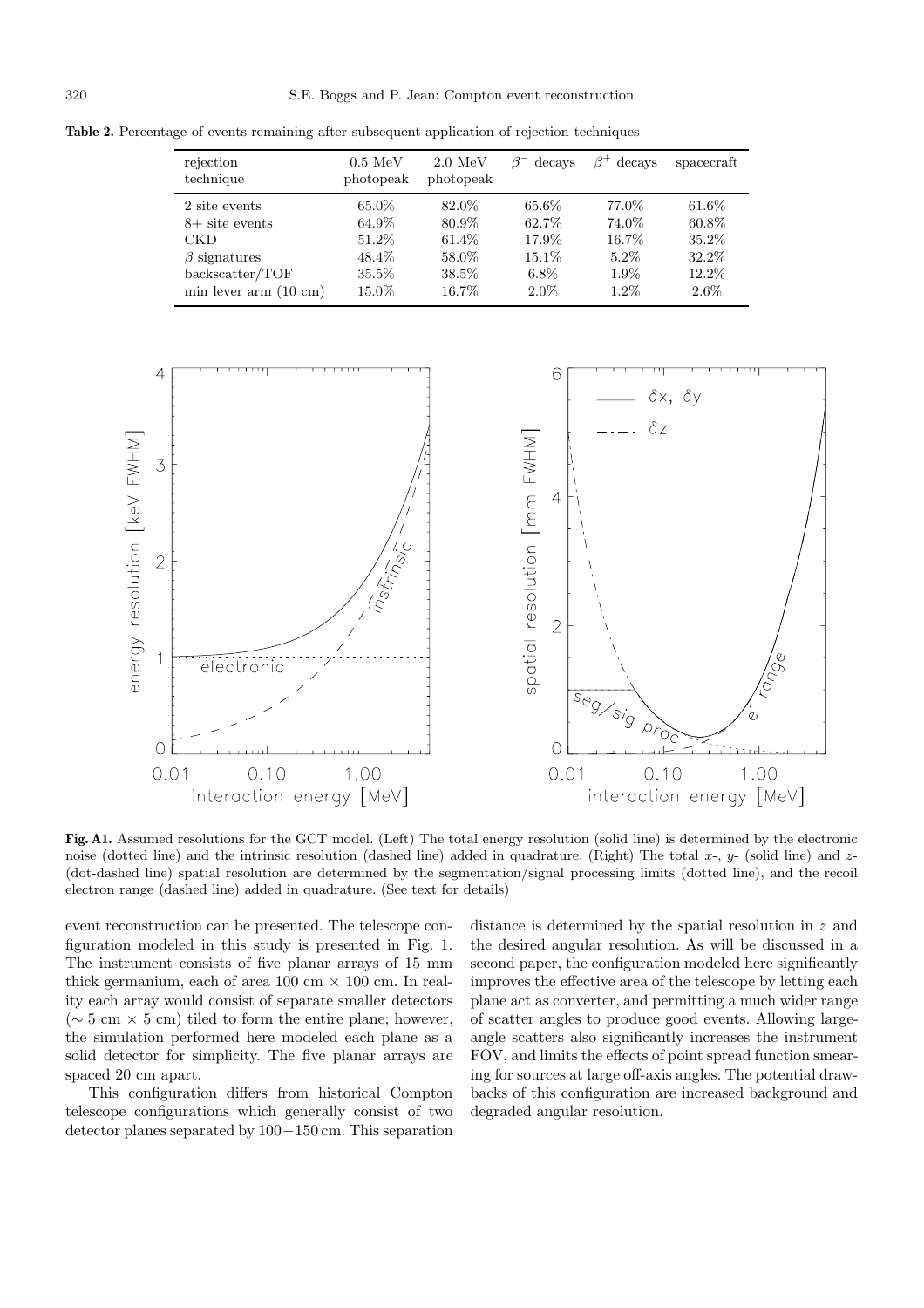**Table 2.** Percentage of events remaining after subsequent application of rejection techniques

| rejection technique | 0.5 MeV photopeak | 2.0 MeV photopeak | $\beta^-$ decays | $\beta^+$ decays | spacecraft |
|---|---|---|---|---|---|
| 2 site events | 65.0% | 82.0% | 65.6% | 77.0% | 61.6% |
| 8+ site events | 64.9% | 80.9% | 62.7% | 74.0% | 60.8% |
| CKD | 51.2% | 61.4% | 17.9% | 16.7% | 35.2% |
| $\beta$ signatures | 48.4% | 58.0% | 15.1% | 5.2% | 32.2% |
| backscatter/TOF | 35.5% | 38.5% | 6.8% | 1.9% | 12.2% |
| min lever arm (10 cm) | 15.0% | 16.7% | 2.0% | 1.2% | 2.6% |

**Fig. A1.** Assumed resolutions for the GCT model. (Left) The total energy resolution (solid line) is determined by the electronic noise (dotted line) and the intrinsic resolution (dashed line) added in quadrature. (Right) The total $x$-, $y$- (solid line) and $z$- (dot-dashed line) spatial resolution are determined by the segmentation/signal processing limits (dotted line), and the recoil electron range (dashed line) added in quadrature. (See text for details)

event reconstruction can be presented. The telescope configuration modeled in this study is presented in Fig. 1. The instrument consists of five planar arrays of 15 mm thick germanium, each of area 100 cm × 100 cm. In reality each array would consist of separate smaller detectors (∼ 5 cm × 5 cm) tiled to form the entire plane; however, the simulation performed here modeled each plane as a solid detector for simplicity. The five planar arrays are spaced 20 cm apart.

This configuration differs from historical Compton telescope configurations which generally consist of two detector planes separated by 100−150 cm. This separation distance is determined by the spatial resolution in $z$ and the desired angular resolution. As will be discussed in a second paper, the configuration modeled here significantly improves the effective area of the telescope by letting each plane act as converter, and permitting a much wider range of scatter angles to produce good events. Allowing large-angle scatters also significantly increases the instrument FOV, and limits the effects of point spread function smearing for sources at large off-axis angles. The potential drawbacks of this configuration are increased background and degraded angular resolution.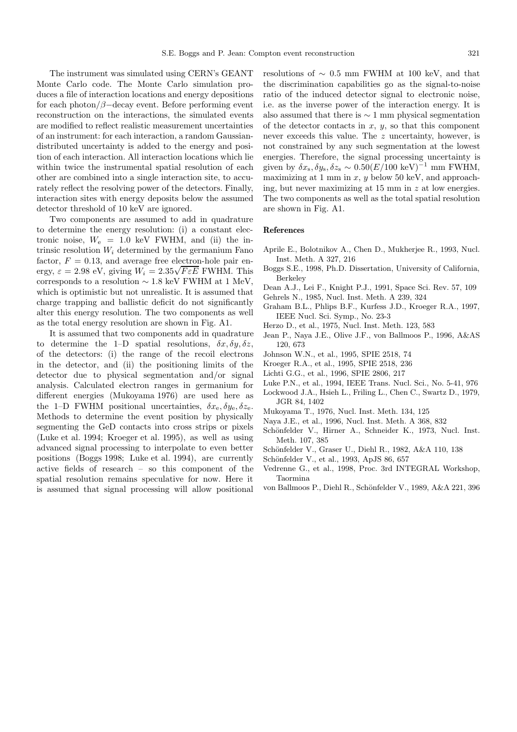The instrument was simulated using CERN's GEANT Monte Carlo code. The Monte Carlo simulation produces a file of interaction locations and energy depositions for each photon/$\beta-$decay event. Before performing event reconstruction on the interactions, the simulated events are modified to reflect realistic measurement uncertainties of an instrument: for each interaction, a random Gaussian-distributed uncertainty is added to the energy and position of each interaction. All interaction locations which lie within twice the instrumental spatial resolution of each other are combined into a single interaction site, to accurately reflect the resolving power of the detectors. Finally, interaction sites with energy deposits below the assumed detector threshold of 10 keV are ignored.

Two components are assumed to add in quadrature to determine the energy resolution: (i) a constant electronic noise, $W_e = 1.0$ keV FWHM, and (ii) the intrinsic resolution $W_i$ determined by the germanium Fano factor, $F = 0.13$, and average free electron-hole pair energy, $\varepsilon = 2.98$ eV, giving $W_i = 2.35\sqrt{F\varepsilon E}$ FWHM. This corresponds to a resolution $\sim 1.8$ keV FWHM at 1 MeV, which is optimistic but not unrealistic. It is assumed that charge trapping and ballistic deficit do not significantly alter this energy resolution. The two components as well as the total energy resolution are shown in Fig. A1.

It is assumed that two components add in quadrature to determine the 1–D spatial resolutions, $\delta x, \delta y, \delta z$, of the detectors: (i) the range of the recoil electrons in the detector, and (ii) the positioning limits of the detector due to physical segmentation and/or signal analysis. Calculated electron ranges in germanium for different energies (Mukoyama 1976) are used here as the 1–D FWHM positional uncertainties, $\delta x_e, \delta y_e, \delta z_e$. Methods to determine the event position by physically segmenting the GeD contacts into cross strips or pixels (Luke et al. 1994; Kroeger et al. 1995), as well as using advanced signal processing to interpolate to even better positions (Boggs 1998; Luke et al. 1994), are currently active fields of research – so this component of the spatial resolution remains speculative for now. Here it is assumed that signal processing will allow positional resolutions of $\sim 0.5$ mm FWHM at 100 keV, and that the discrimination capabilities go as the signal-to-noise ratio of the induced detector signal to electronic noise, i.e. as the inverse power of the interaction energy. It is also assumed that there is $\sim 1$ mm physical segmentation of the detector contacts in $x$, $y$, so that this component never exceeds this value. The $z$ uncertainty, however, is not constrained by any such segmentation at the lowest energies. Therefore, the signal processing uncertainty is given by $\delta x_s, \delta y_s, \delta z_s \sim 0.50(E/100 \text{ keV})^{-1}$ mm FWHM, maximizing at 1 mm in $x$, $y$ below 50 keV, and approaching, but never maximizing at 15 mm in $z$ at low energies. The two components as well as the total spatial resolution are shown in Fig. A1.

## References

Aprile E., Bolotnikov A., Chen D., Mukherjee R., 1993, Nucl. Inst. Meth. A 327, 216

Boggs S.E., 1998, Ph.D. Dissertation, University of California, Berkeley

Dean A.J., Lei F., Knight P.J., 1991, Space Sci. Rev. 57, 109

Gehrels N., 1985, Nucl. Inst. Meth. A 239, 324

Graham B.L., Phlips B.F., Kurfess J.D., Kroeger R.A., 1997, IEEE Nucl. Sci. Symp., No. 23-3

Herzo D., et al., 1975, Nucl. Inst. Meth. 123, 583

Jean P., Naya J.E., Olive J.F., von Ballmoos P., 1996, A&AS 120, 673

Johnson W.N., et al., 1995, SPIE 2518, 74

Kroeger R.A., et al., 1995, SPIE 2518, 236

Lichti G.G., et al., 1996, SPIE 2806, 217

Luke P.N., et al., 1994, IEEE Trans. Nucl. Sci., No. 5-41, 976

Lockwood J.A., Hsieh L., Friling L., Chen C., Swartz D., 1979, JGR 84, 1402

Mukoyama T., 1976, Nucl. Inst. Meth. 134, 125

Naya J.E., et al., 1996, Nucl. Inst. Meth. A 368, 832

Schönfelder V., Hirner A., Schneider K., 1973, Nucl. Inst. Meth. 107, 385

Schönfelder V., Graser U., Diehl R., 1982, A&A 110, 138

Schönfelder V., et al., 1993, ApJS 86, 657

Vedrenne G., et al., 1998, Proc. 3rd INTEGRAL Workshop, Taormina

von Ballmoos P., Diehl R., Schönfelder V., 1989, A&A 221, 396